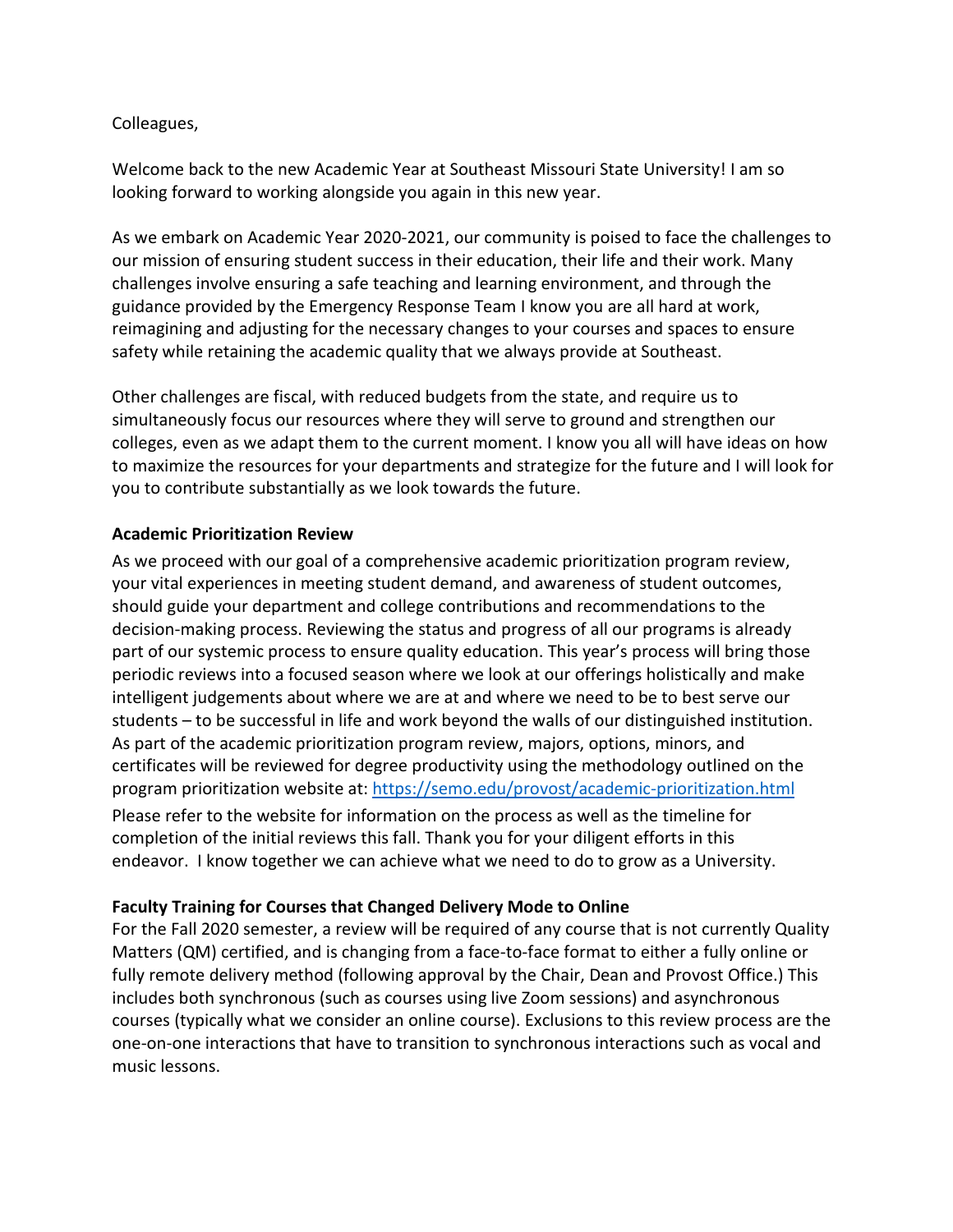Colleagues,

Welcome back to the new Academic Year at Southeast Missouri State University! I am so looking forward to working alongside you again in this new year.

As we embark on Academic Year 2020-2021, our community is poised to face the challenges to our mission of ensuring student success in their education, their life and their work. Many challenges involve ensuring a safe teaching and learning environment, and through the guidance provided by the Emergency Response Team I know you are all hard at work, reimagining and adjusting for the necessary changes to your courses and spaces to ensure safety while retaining the academic quality that we always provide at Southeast.

Other challenges are fiscal, with reduced budgets from the state, and require us to simultaneously focus our resources where they will serve to ground and strengthen our colleges, even as we adapt them to the current moment. I know you all will have ideas on how to maximize the resources for your departments and strategize for the future and I will look for you to contribute substantially as we look towards the future.

**Academic Prioritization Review**

As we proceed with our goal of a comprehensive academic prioritization program review, your vital experiences in meeting student demand, and awareness of student outcomes, should guide your department and college contributions and recommendations to the decision-making process. Reviewing the status and progress of all our programs is already part of our systemic process to ensure quality education. This year's process will bring those periodic reviews into a focused season where we look at our offerings holistically and make intelligent judgements about where we are at and where we need to be to best serve our students – to be successful in life and work beyond the walls of our distinguished institution. As part of the academic prioritization program review, majors, options, minors, and certificates will be reviewed for degree productivity using the methodology outlined on the program prioritization website at: [https://semo.edu/provost/academic-prioritization.html](https://semo.edu/provost/academic-prioritization.html)

Please refer to the website for information on the process as well as the timeline for completion of the initial reviews this fall. Thank you for your diligent efforts in this endeavor. I know together we can achieve what we need to do to grow as a University.

**Faculty Training for Courses that Changed Delivery Mode to Online**

For the Fall 2020 semester, a review will be required of any course that is not currently Quality Matters (QM) certified, and is changing from a face-to-face format to either a fully online or fully remote delivery method (following approval by the Chair, Dean and Provost Office.) This includes both synchronous (such as courses using live Zoom sessions) and asynchronous courses (typically what we consider an online course). Exclusions to this review process are the one-on-one interactions that have to transition to synchronous interactions such as vocal and music lessons.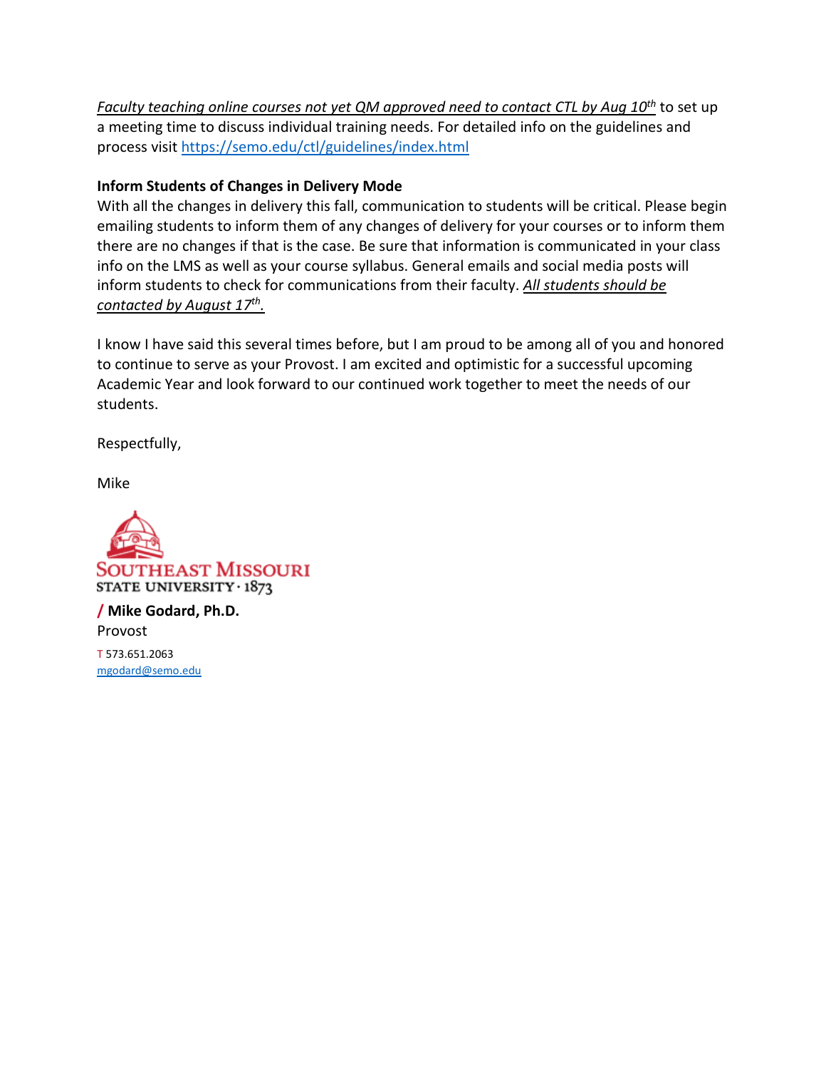*Faculty teaching online courses not yet QM approved need to contact CTL by Aug 10th* to set up a meeting time to discuss individual training needs. For detailed info on the guidelines and process visit https://semo.edu/ctl/guidelines/index.html

**Inform Students of Changes in Delivery Mode**

With all the changes in delivery this fall, communication to students will be critical. Please begin emailing students to inform them of any changes of delivery for your courses or to inform them there are no changes if that is the case. Be sure that information is communicated in your class info on the LMS as well as your course syllabus. General emails and social media posts will inform students to check for communications from their faculty. ***All students should be contacted by August 17th.***

I know I have said this several times before, but I am proud to be among all of you and honored to continue to serve as your Provost. I am excited and optimistic for a successful upcoming Academic Year and look forward to our continued work together to meet the needs of our students.

Respectfully,

Mike

SOUTHEAST MISSOURI
STATE UNIVERSITY · 1873

**/ Mike Godard, Ph.D.**
Provost
T 573.651.2063
mgodard@semo.edu